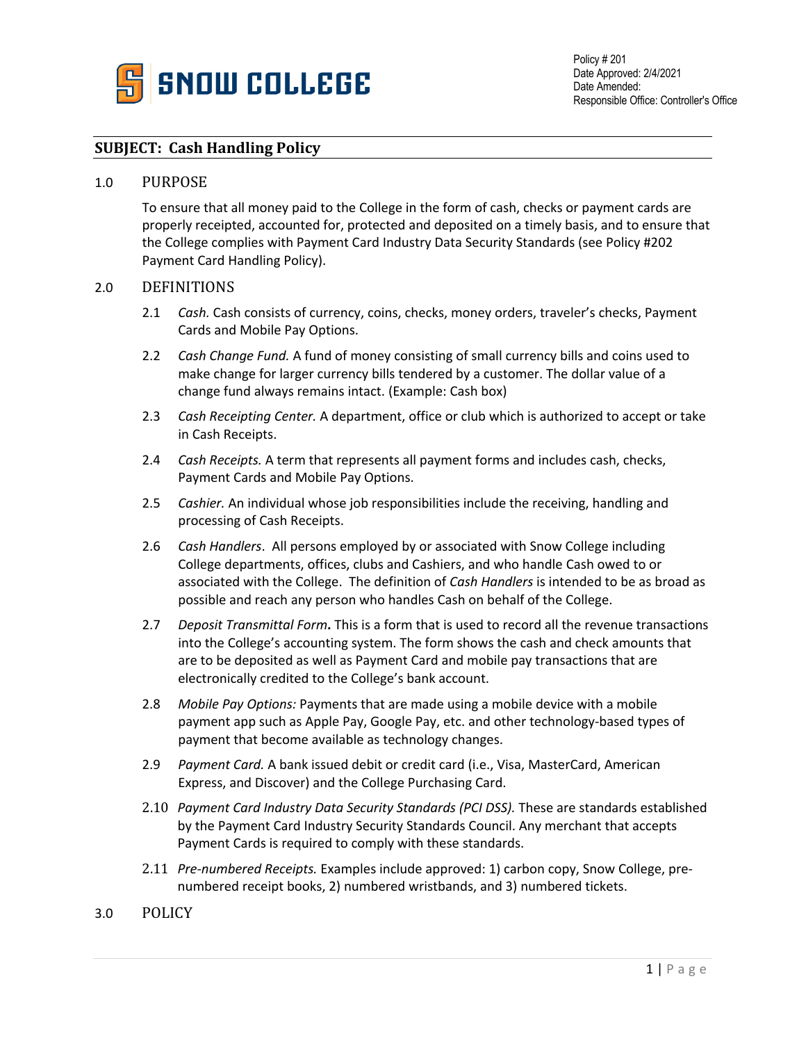Policy # 201
Date Approved: 2/4/2021
Date Amended:
Responsible Office: Controller's Office

## SUBJECT: Cash Handling Policy

### 1.0 PURPOSE

To ensure that all money paid to the College in the form of cash, checks or payment cards are properly receipted, accounted for, protected and deposited on a timely basis, and to ensure that the College complies with Payment Card Industry Data Security Standards (see Policy #202 Payment Card Handling Policy).

### 2.0 DEFINITIONS

2.1 *Cash.* Cash consists of currency, coins, checks, money orders, traveler's checks, Payment Cards and Mobile Pay Options.

2.2 *Cash Change Fund.* A fund of money consisting of small currency bills and coins used to make change for larger currency bills tendered by a customer. The dollar value of a change fund always remains intact. (Example: Cash box)

2.3 *Cash Receipting Center.* A department, office or club which is authorized to accept or take in Cash Receipts.

2.4 *Cash Receipts.* A term that represents all payment forms and includes cash, checks, Payment Cards and Mobile Pay Options.

2.5 *Cashier.* An individual whose job responsibilities include the receiving, handling and processing of Cash Receipts.

2.6 *Cash Handlers*. All persons employed by or associated with Snow College including College departments, offices, clubs and Cashiers, and who handle Cash owed to or associated with the College. The definition of *Cash Handlers* is intended to be as broad as possible and reach any person who handles Cash on behalf of the College.

2.7 *Deposit Transmittal Form***.** This is a form that is used to record all the revenue transactions into the College's accounting system. The form shows the cash and check amounts that are to be deposited as well as Payment Card and mobile pay transactions that are electronically credited to the College's bank account.

2.8 *Mobile Pay Options:* Payments that are made using a mobile device with a mobile payment app such as Apple Pay, Google Pay, etc. and other technology-based types of payment that become available as technology changes.

2.9 *Payment Card.* A bank issued debit or credit card (i.e., Visa, MasterCard, American Express, and Discover) and the College Purchasing Card.

2.10 *Payment Card Industry Data Security Standards (PCI DSS).* These are standards established by the Payment Card Industry Security Standards Council. Any merchant that accepts Payment Cards is required to comply with these standards.

2.11 *Pre-numbered Receipts.* Examples include approved: 1) carbon copy, Snow College, pre-numbered receipt books, 2) numbered wristbands, and 3) numbered tickets.

### 3.0 POLICY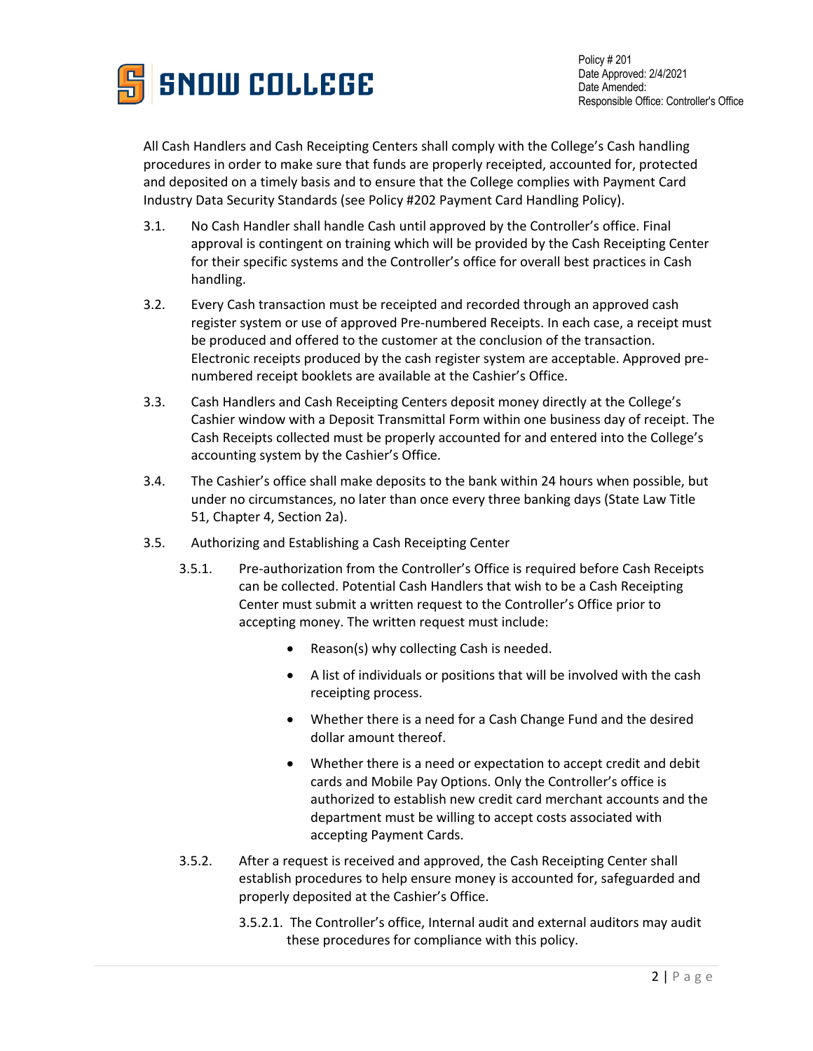All Cash Handlers and Cash Receipting Centers shall comply with the College's Cash handling procedures in order to make sure that funds are properly receipted, accounted for, protected and deposited on a timely basis and to ensure that the College complies with Payment Card Industry Data Security Standards (see Policy #202 Payment Card Handling Policy).

3.1. No Cash Handler shall handle Cash until approved by the Controller's office. Final approval is contingent on training which will be provided by the Cash Receipting Center for their specific systems and the Controller's office for overall best practices in Cash handling.

3.2. Every Cash transaction must be receipted and recorded through an approved cash register system or use of approved Pre-numbered Receipts. In each case, a receipt must be produced and offered to the customer at the conclusion of the transaction. Electronic receipts produced by the cash register system are acceptable. Approved pre-numbered receipt booklets are available at the Cashier's Office.

3.3. Cash Handlers and Cash Receipting Centers deposit money directly at the College's Cashier window with a Deposit Transmittal Form within one business day of receipt. The Cash Receipts collected must be properly accounted for and entered into the College's accounting system by the Cashier's Office.

3.4. The Cashier's office shall make deposits to the bank within 24 hours when possible, but under no circumstances, no later than once every three banking days (State Law Title 51, Chapter 4, Section 2a).

3.5. Authorizing and Establishing a Cash Receipting Center

3.5.1. Pre-authorization from the Controller's Office is required before Cash Receipts can be collected. Potential Cash Handlers that wish to be a Cash Receipting Center must submit a written request to the Controller's Office prior to accepting money. The written request must include:

- Reason(s) why collecting Cash is needed.
- A list of individuals or positions that will be involved with the cash receipting process.
- Whether there is a need for a Cash Change Fund and the desired dollar amount thereof.
- Whether there is a need or expectation to accept credit and debit cards and Mobile Pay Options. Only the Controller's office is authorized to establish new credit card merchant accounts and the department must be willing to accept costs associated with accepting Payment Cards.

3.5.2. After a request is received and approved, the Cash Receipting Center shall establish procedures to help ensure money is accounted for, safeguarded and properly deposited at the Cashier's Office.

3.5.2.1. The Controller's office, Internal audit and external auditors may audit these procedures for compliance with this policy.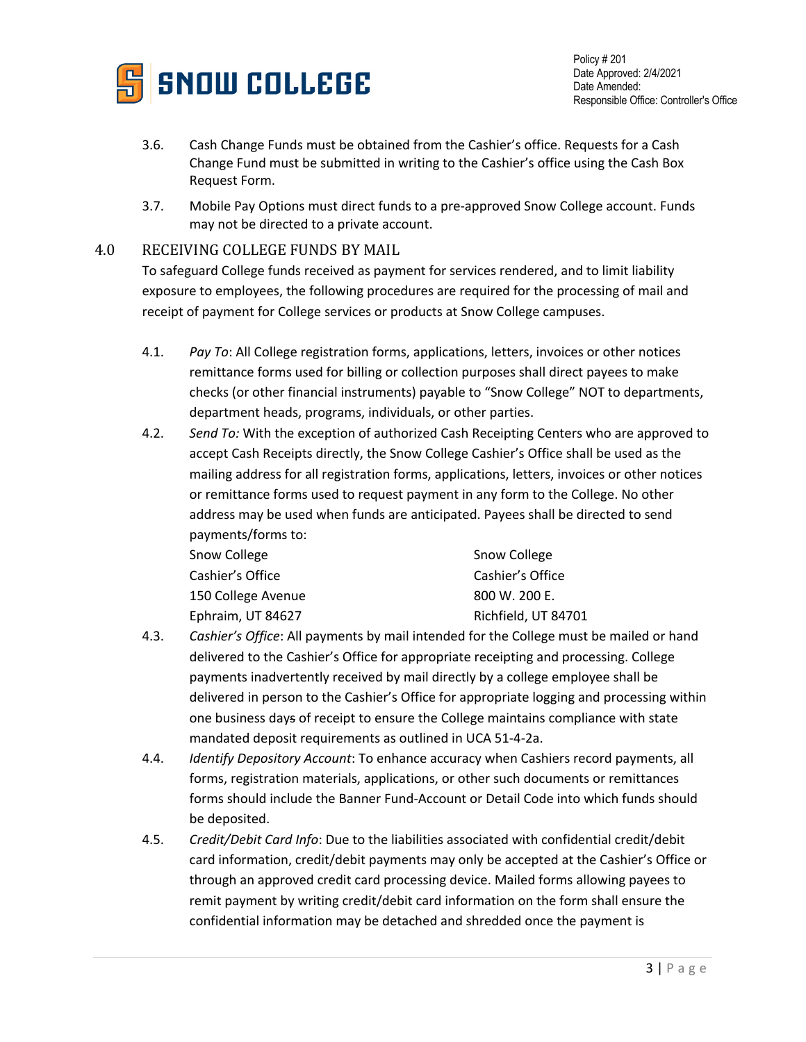3.6. Cash Change Funds must be obtained from the Cashier's office. Requests for a Cash Change Fund must be submitted in writing to the Cashier's office using the Cash Box Request Form.

3.7. Mobile Pay Options must direct funds to a pre-approved Snow College account. Funds may not be directed to a private account.

## 4.0 RECEIVING COLLEGE FUNDS BY MAIL

To safeguard College funds received as payment for services rendered, and to limit liability exposure to employees, the following procedures are required for the processing of mail and receipt of payment for College services or products at Snow College campuses.

4.1. *Pay To*: All College registration forms, applications, letters, invoices or other notices remittance forms used for billing or collection purposes shall direct payees to make checks (or other financial instruments) payable to "Snow College" NOT to departments, department heads, programs, individuals, or other parties.

4.2. *Send To:* With the exception of authorized Cash Receipting Centers who are approved to accept Cash Receipts directly, the Snow College Cashier's Office shall be used as the mailing address for all registration forms, applications, letters, invoices or other notices or remittance forms used to request payment in any form to the College. No other address may be used when funds are anticipated. Payees shall be directed to send payments/forms to:

| | |
|---|---|
| Snow College | Snow College |
| Cashier's Office | Cashier's Office |
| 150 College Avenue | 800 W. 200 E. |
| Ephraim, UT 84627 | Richfield, UT 84701 |

4.3. *Cashier's Office*: All payments by mail intended for the College must be mailed or hand delivered to the Cashier's Office for appropriate receipting and processing. College payments inadvertently received by mail directly by a college employee shall be delivered in person to the Cashier's Office for appropriate logging and processing within one business days of receipt to ensure the College maintains compliance with state mandated deposit requirements as outlined in UCA 51-4-2a.

4.4. *Identify Depository Account*: To enhance accuracy when Cashiers record payments, all forms, registration materials, applications, or other such documents or remittances forms should include the Banner Fund-Account or Detail Code into which funds should be deposited.

4.5. *Credit/Debit Card Info*: Due to the liabilities associated with confidential credit/debit card information, credit/debit payments may only be accepted at the Cashier's Office or through an approved credit card processing device. Mailed forms allowing payees to remit payment by writing credit/debit card information on the form shall ensure the confidential information may be detached and shredded once the payment is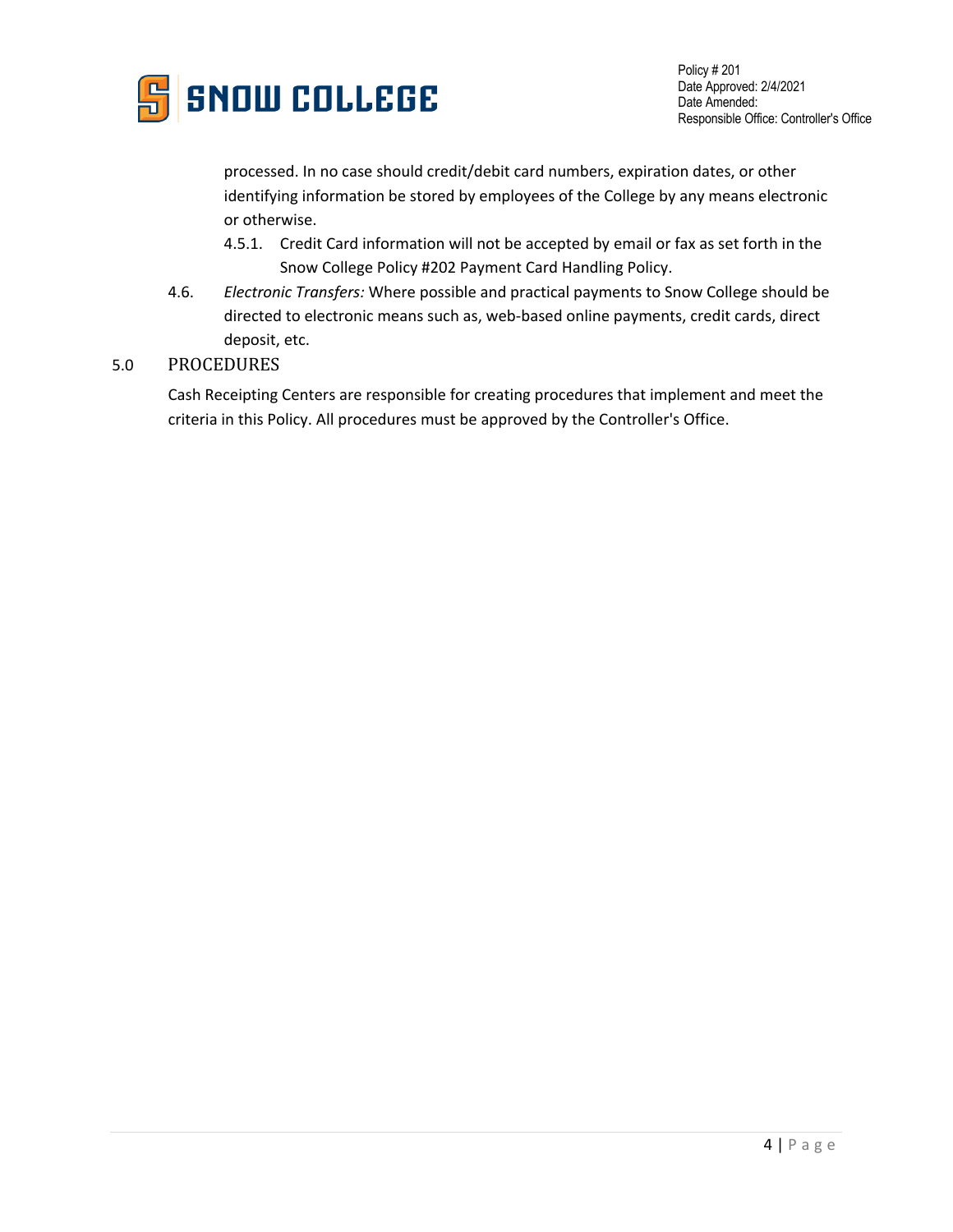processed. In no case should credit/debit card numbers, expiration dates, or other identifying information be stored by employees of the College by any means electronic or otherwise.

4.5.1. Credit Card information will not be accepted by email or fax as set forth in the Snow College Policy #202 Payment Card Handling Policy.

4.6. *Electronic Transfers:* Where possible and practical payments to Snow College should be directed to electronic means such as, web-based online payments, credit cards, direct deposit, etc.

## 5.0 PROCEDURES

Cash Receipting Centers are responsible for creating procedures that implement and meet the criteria in this Policy. All procedures must be approved by the Controller's Office.